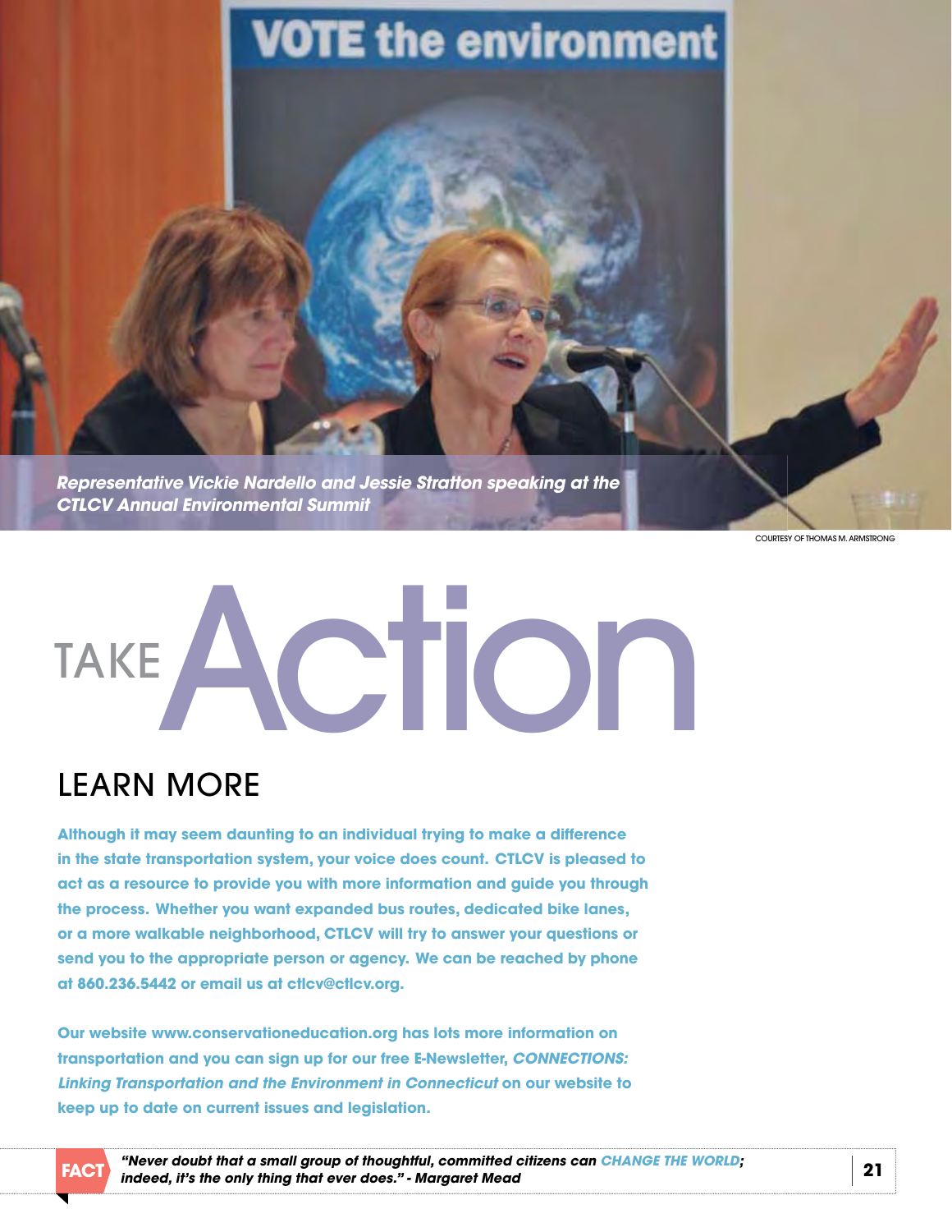*Representative Vickie Nardello and Jessie Stratton speaking at the CTLCV Annual Environmental Summit*

COURTESY OF THOMAS M. ARMSTRONG

# TAKE Action

## LEARN MORE

**Although it may seem daunting to an individual trying to make a difference in the state transportation system, your voice does count. CTLCV is pleased to act as a resource to provide you with more information and guide you through the process. Whether you want expanded bus routes, dedicated bike lanes, or a more walkable neighborhood, CTLCV will try to answer your questions or send you to the appropriate person or agency. We can be reached by phone at 860.236.5442 or email us at ctlcv@ctlcv.org.**

**Our website www.conservationeducation.org has lots more information on transportation and you can sign up for our free E-Newsletter, *CONNECTIONS: Linking Transportation and the Environment in Connecticut* on our website to keep up to date on current issues and legislation.**

**FACT** ***"Never doubt that a small group of thoughtful, committed citizens can CHANGE THE WORLD; indeed, it's the only thing that ever does." - Margaret Mead***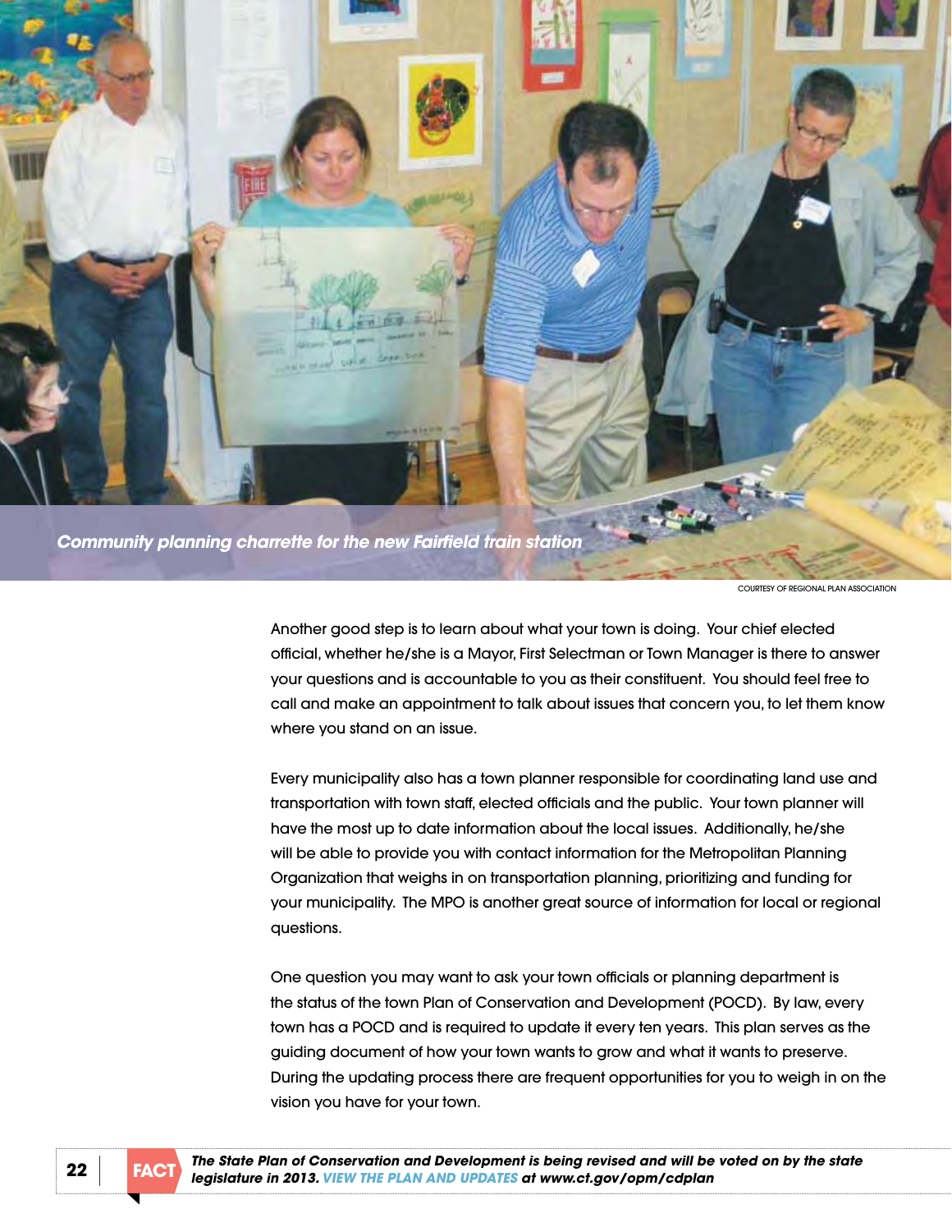*Community planning charrette for the new Fairfield train station*

COURTESY OF REGIONAL PLAN ASSOCIATION

Another good step is to learn about what your town is doing. Your chief elected official, whether he/she is a Mayor, First Selectman or Town Manager is there to answer your questions and is accountable to you as their constituent. You should feel free to call and make an appointment to talk about issues that concern you, to let them know where you stand on an issue.

Every municipality also has a town planner responsible for coordinating land use and transportation with town staff, elected officials and the public. Your town planner will have the most up to date information about the local issues. Additionally, he/she will be able to provide you with contact information for the Metropolitan Planning Organization that weighs in on transportation planning, prioritizing and funding for your municipality. The MPO is another great source of information for local or regional questions.

One question you may want to ask your town officials or planning department is the status of the town Plan of Conservation and Development (POCD). By law, every town has a POCD and is required to update it every ten years. This plan serves as the guiding document of how your town wants to grow and what it wants to preserve. During the updating process there are frequent opportunities for you to weigh in on the vision you have for your town.

**FACT** ***The State Plan of Conservation and Development is being revised and will be voted on by the state legislature in 2013. VIEW THE PLAN AND UPDATES at www.ct.gov/opm/cdplan***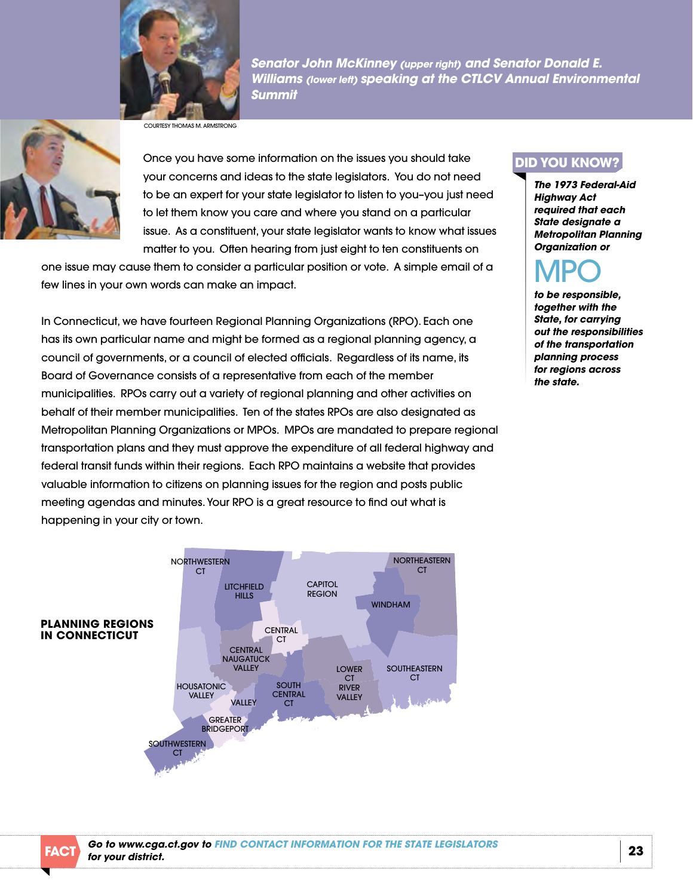*Senator John McKinney (upper right) and Senator Donald E. Williams (lower left) speaking at the CTLCV Annual Environmental Summit*

COURTESY THOMAS M. ARMSTRONG

Once you have some information on the issues you should take your concerns and ideas to the state legislators. You do not need to be an expert for your state legislator to listen to you–you just need to let them know you care and where you stand on a particular issue. As a constituent, your state legislator wants to know what issues matter to you. Often hearing from just eight to ten constituents on one issue may cause them to consider a particular position or vote. A simple email of a few lines in your own words can make an impact.

In Connecticut, we have fourteen Regional Planning Organizations (RPO). Each one has its own particular name and might be formed as a regional planning agency, a council of governments, or a council of elected officials. Regardless of its name, its Board of Governance consists of a representative from each of the member municipalities. RPOs carry out a variety of regional planning and other activities on behalf of their member municipalities. Ten of the states RPOs are also designated as Metropolitan Planning Organizations or MPOs. MPOs are mandated to prepare regional transportation plans and they must approve the expenditure of all federal highway and federal transit funds within their regions. Each RPO maintains a website that provides valuable information to citizens on planning issues for the region and posts public meeting agendas and minutes. Your RPO is a great resource to find out what is happening in your city or town.

## DID YOU KNOW?

***The 1973 Federal-Aid Highway Act required that each State designate a Metropolitan Planning Organization or***

# MPO

***to be responsible, together with the State, for carrying out the responsibilities of the transportation planning process for regions across the state.***

**PLANNING REGIONS IN CONNECTICUT**

NORTHWESTERN CT
LITCHFIELD HILLS
CAPITOL REGION
NORTHEASTERN CT
WINDHAM
CENTRAL CT
CENTRAL NAUGATUCK VALLEY
HOUSATONIC VALLEY
VALLEY
SOUTH CENTRAL CT
LOWER CT RIVER VALLEY
SOUTHEASTERN CT
GREATER BRIDGEPORT
SOUTHWESTERN CT

**FACT** ***Go to www.cga.ct.gov to FIND CONTACT INFORMATION FOR THE STATE LEGISLATORS for your district.***